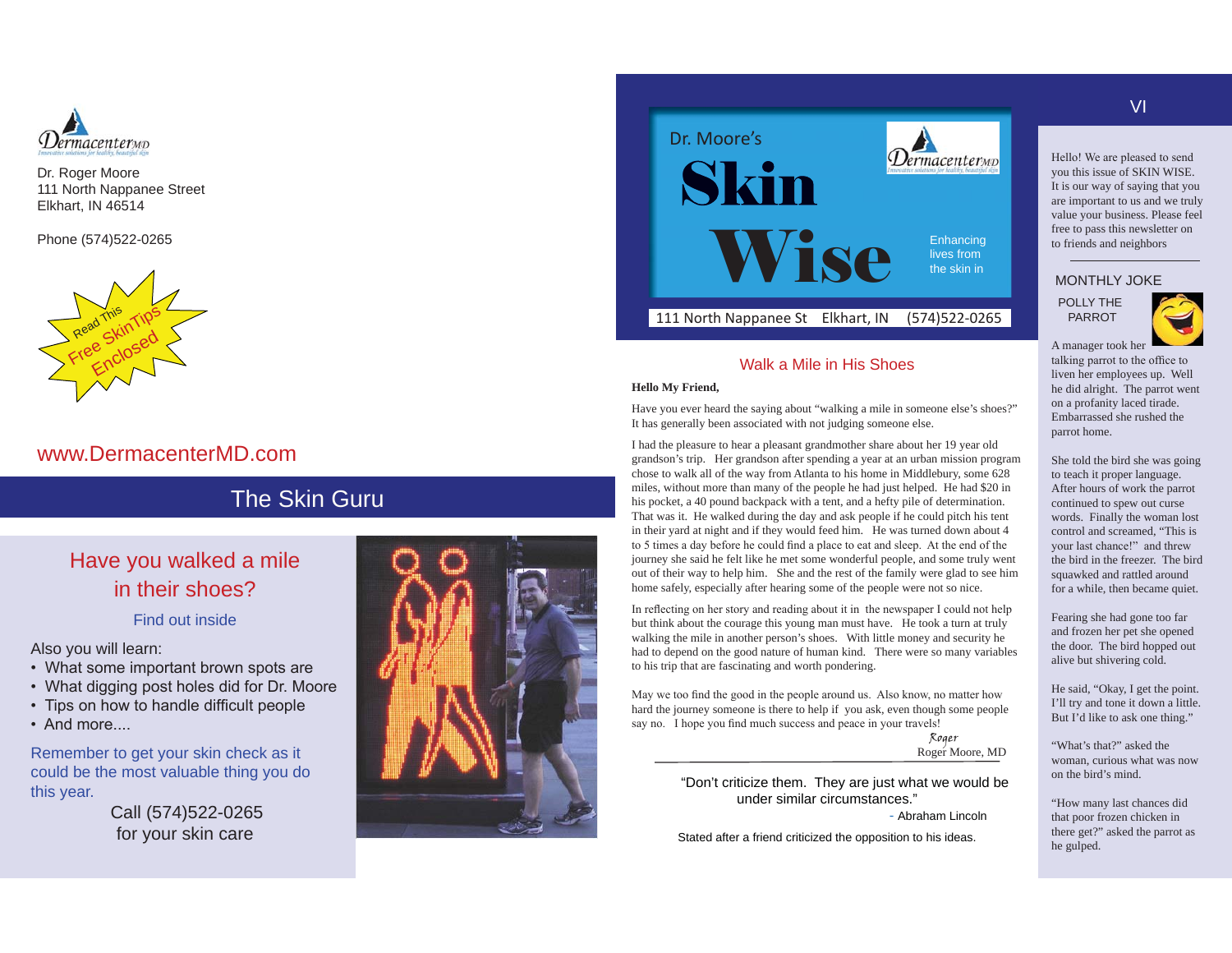Dermacenter MD

Innovative solutions for healthy, beautiful skin

Dr. Roger Moore
111 North Nappanee Street
Elkhart, IN 46514

Phone (574)522-0265

Read This
Free SkinTips
Enclosed

www.DermacenterMD.com

## The Skin Guru

### Have you walked a mile in their shoes?

Find out inside

Also you will learn:

- What some important brown spots are
- What digging post holes did for Dr. Moore
- Tips on how to handle difficult people
- And more....

Remember to get your skin check as it could be the most valuable thing you do this year.

Call (574)522-0265
for your skin care

VI

Dr. Moore's

# Skin Wise

Enhancing lives from the skin in

111 North Nappanee St Elkhart, IN (574)522-0265

## Walk a Mile in His Shoes

**Hello My Friend,**

Have you ever heard the saying about "walking a mile in someone else's shoes?" It has generally been associated with not judging someone else.

I had the pleasure to hear a pleasant grandmother share about her 19 year old grandson's trip. Her grandson after spending a year at an urban mission program chose to walk all of the way from Atlanta to his home in Middlebury, some 628 miles, without more than many of the people he had just helped. He had $20 in his pocket, a 40 pound backpack with a tent, and a hefty pile of determination. That was it. He walked during the day and ask people if he could pitch his tent in their yard at night and if they would feed him. He was turned down about 4 to 5 times a day before he could find a place to eat and sleep. At the end of the journey she said he felt like he met some wonderful people, and some truly went out of their way to help him. She and the rest of the family were glad to see him home safely, especially after hearing some of the people were not so nice.

In reflecting on her story and reading about it in the newspaper I could not help but think about the courage this young man must have. He took a turn at truly walking the mile in another person's shoes. With little money and security he had to depend on the good nature of human kind. There were so many variables to his trip that are fascinating and worth pondering.

May we too find the good in the people around us. Also know, no matter how hard the journey someone is there to help if you ask, even though some people say no. I hope you find much success and peace in your travels!

Roger
Roger Moore, MD

"Don't criticize them. They are just what we would be under similar circumstances."
- Abraham Lincoln

Stated after a friend criticized the opposition to his ideas.

Hello! We are pleased to send you this issue of SKIN WISE. It is our way of saying that you are important to us and we truly value your business. Please feel free to pass this newsletter on to friends and neighbors

### MONTHLY JOKE

POLLY THE PARROT

A manager took her talking parrot to the office to liven her employees up. Well he did alright. The parrot went on a profanity laced tirade. Embarrassed she rushed the parrot home.

She told the bird she was going to teach it proper language. After hours of work the parrot continued to spew out curse words. Finally the woman lost control and screamed, "This is your last chance!" and threw the bird in the freezer. The bird squawked and rattled around for a while, then became quiet.

Fearing she had gone too far and frozen her pet she opened the door. The bird hopped out alive but shivering cold.

He said, "Okay, I get the point. I'll try and tone it down a little. But I'd like to ask one thing."

"What's that?" asked the woman, curious what was now on the bird's mind.

"How many last chances did that poor frozen chicken in there get?" asked the parrot as he gulped.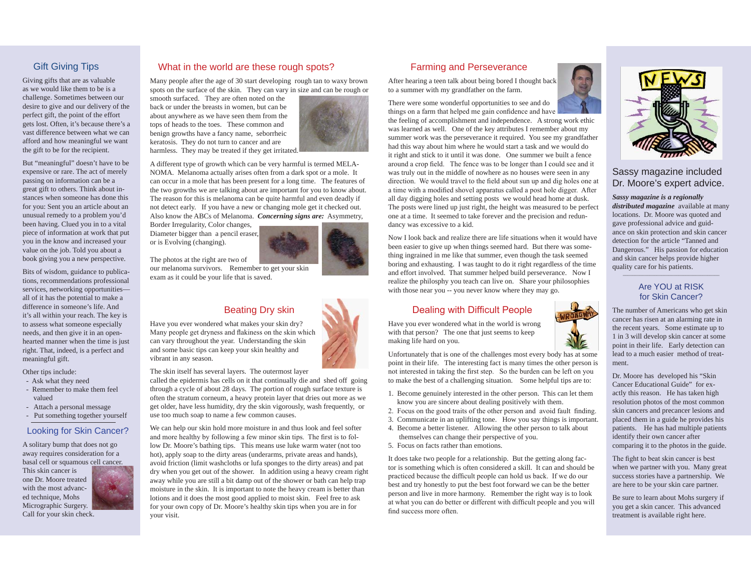## Gift Giving Tips

Giving gifts that are as valuable as we would like them to be is a challenge. Sometimes between our desire to give and our delivery of the perfect gift, the point of the effort gets lost. Often, it's because there's a vast difference between what we can afford and how meaningful we want the gift to be for the recipient.

But "meaningful" doesn't have to be expensive or rare. The act of merely passing on information can be a great gift to others. Think about instances when someone has done this for you: Sent you an article about an unusual remedy to a problem you'd been having. Clued you in to a vital piece of information at work that put you in the know and increased your value on the job. Told you about a book giving you a new perspective.

Bits of wisdom, guidance to publications, recommendations professional services, networking opportunities—all of it has the potential to make a difference in someone's life. And it's all within your reach. The key is to assess what someone especially needs, and then give it in an openhearted manner when the time is just right. That, indeed, is a perfect and meaningful gift.

Other tips include:

- Ask what they need
- Remember to make them feel valued
- Attach a personal message
- Put something together yourself

## Looking for Skin Cancer?

A solitary bump that does not go away requires consideration for a basal cell or squamous cell cancer. This skin cancer is one Dr. Moore treated with the most advanced technique, Mohs Micrographic Surgery. Call for your skin check.

## What in the world are these rough spots?

Many people after the age of 30 start developing rough tan to waxy brown spots on the surface of the skin. They can vary in size and can be rough or smooth surfaced. They are often noted on the back or under the breasts in women, but can be about anywhere as we have seen them from the tops of heads to the toes. These common and benign growths have a fancy name, seborrheic keratosis. They do not turn to cancer and are harmless. They may be treated if they get irritated.

A different type of growth which can be very harmful is termed MELANOMA. Melanoma actually arises often from a dark spot or a mole. It can occur in a mole that has been present for a long time. The features of the two growths we are talking about are important for you to know about. The reason for this is melanoma can be quite harmful and even deadly if not detect early. If you have a new or changing mole get it checked out. Also know the ABCs of Melanoma. ***Concerning signs are:*** Asymmetry, Border Irregularity, Color changes, Diameter bigger than a pencil eraser, or is Evolving (changing).

The photos at the right are two of our melanoma survivors. Remember to get your skin exam as it could be your life that is saved.

## Beating Dry skin

Have you ever wondered what makes your skin dry? Many people get dryness and flakiness on the skin which can vary throughout the year. Understanding the skin and some basic tips can keep your skin healthy and vibrant in any season.

The skin itself has several layers. The outermost layer called the epidermis has cells on it that continually die and shed off going through a cycle of about 28 days. The portion of rough surface texture is often the stratum corneum, a heavy protein layer that dries out more as we get older, have less humidity, dry the skin vigorously, wash frequently, or use too much soap to name a few common causes.

We can help our skin hold more moisture in and thus look and feel softer and more healthy by following a few minor skin tips. The first is to follow Dr. Moore's bathing tips. This means use luke warm water (not too hot), apply soap to the dirty areas (underarms, private areas and hands), avoid friction (limit washcloths or lufa sponges to the dirty areas) and pat dry when you get out of the shower. In addition using a heavy cream right away while you are still a bit damp out of the shower or bath can help trap moisture in the skin. It is important to note the heavy cream is better than lotions and it does the most good applied to moist skin. Feel free to ask for your own copy of Dr. Moore's healthy skin tips when you are in for your visit.

## Farming and Perseverance

After hearing a teen talk about being bored I thought back to a summer with my grandfather on the farm.

There were some wonderful opportunities to see and do things on a farm that helped me gain confidence and have the feeling of accomplishment and independence. A strong work ethic was learned as well. One of the key attributes I remember about my summer work was the perseverance it required. You see my grandfather had this way about him where he would start a task and we would do it right and stick to it until it was done. One summer we built a fence around a crop field. The fence was to be longer than I could see and it was truly out in the middle of nowhere as no houses were seen in any direction. We would travel to the field about sun up and dig holes one at a time with a modified shovel apparatus called a post hole digger. After all day digging holes and setting posts we would head home at dusk. The posts were lined up just right, the height was measured to be perfect one at a time. It seemed to take forever and the precision and redundancy was excessive to a kid.

Now I look back and realize there are life situations when it would have been easier to give up when things seemed hard. But there was something ingrained in me like that summer, even though the task seemed boring and exhausting. I was taught to do it right regardless of the time and effort involved. That summer helped build perseverance. Now I realize the philosophy you teach can live on. Share your philosophies with those near you -- you never know where they may go.

## Dealing with Difficult People

Have you ever wondered what in the world is wrong with that person? The one that just seems to keep making life hard on you.

Unfortunately that is one of the challenges most every body has at some point in their life. The interesting fact is many times the other person is not interested in taking the first step. So the burden can be left on you to make the best of a challenging situation. Some helpful tips are to:

1. Become genuinely interested in the other person. This can let them know you are sincere about dealing positively with them.
2. Focus on the good traits of the other person and avoid fault finding.
3. Communicate in an uplifting tone. How you say things is important.
4. Become a better listener. Allowing the other person to talk about themselves can change their perspective of you.
5. Focus on facts rather than emotions.

It does take two people for a relationship. But the getting along factor is something which is often considered a skill. It can and should be practiced because the difficult people can hold us back. If we do our best and try honestly to put the best foot forward we can be the better person and live in more harmony. Remember the right way is to look at what you can do better or different with difficult people and you will find success more often.

## Sassy magazine included Dr. Moore's expert advice.

***Sassy magazine is a regionally distributed magazine*** available at many locations. Dr. Moore was quoted and gave professional advice and guidance on skin protection and skin cancer detection for the article "Tanned and Dangerous." His passion for education and skin cancer helps provide higher quality care for his patients.

## Are YOU at RISK for Skin Cancer?

The number of Americans who get skin cancer has risen at an alarming rate in the recent years. Some estimate up to 1 in 3 will develop skin cancer at some point in their life. Early detection can lead to a much easier method of treatment.

Dr. Moore has developed his "Skin Cancer Educational Guide" for exactly this reason. He has taken high resolution photos of the most common skin cancers and precancer lesions and placed them in a guide he provides his patients. He has had multiple patients identify their own cancer after comparing it to the photos in the guide.

The fight to beat skin cancer is best when we partner with you. Many great success stories have a partnership. We are here to be your skin care partner.

Be sure to learn about Mohs surgery if you get a skin cancer. This advanced treatment is available right here.